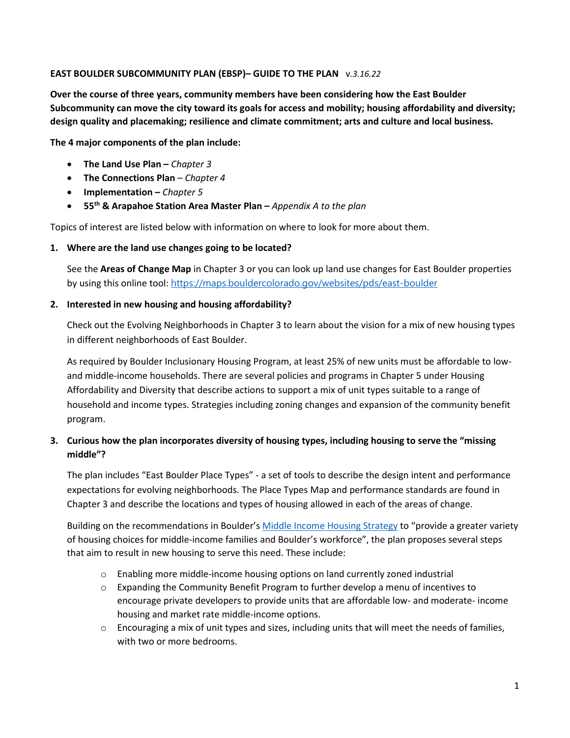**EAST BOULDER SUBCOMMUNITY PLAN (EBSP)– GUIDE TO THE PLAN** v.*3.16.22*

**Over the course of three years, community members have been considering how the East Boulder Subcommunity can move the city toward its goals for access and mobility; housing affordability and diversity; design quality and placemaking; resilience and climate commitment; arts and culture and local business.**

**The 4 major components of the plan include:**

- **The Land Use Plan –** *Chapter 3*
- **The Connections Plan** – *Chapter 4*
- **Implementation –** *Chapter 5*
- **55th & Arapahoe Station Area Master Plan –** *Appendix A to the plan*

Topics of interest are listed below with information on where to look for more about them.

1. **Where are the land use changes going to be located?**

   See the **Areas of Change Map** in Chapter 3 or you can look up land use changes for East Boulder properties by using this online tool: https://maps.bouldercolorado.gov/websites/pds/east-boulder

2. **Interested in new housing and housing affordability?**

   Check out the Evolving Neighborhoods in Chapter 3 to learn about the vision for a mix of new housing types in different neighborhoods of East Boulder.

   As required by Boulder Inclusionary Housing Program, at least 25% of new units must be affordable to low- and middle-income households. There are several policies and programs in Chapter 5 under Housing Affordability and Diversity that describe actions to support a mix of unit types suitable to a range of household and income types. Strategies including zoning changes and expansion of the community benefit program.

3. **Curious how the plan incorporates diversity of housing types, including housing to serve the "missing middle"?**

   The plan includes "East Boulder Place Types" - a set of tools to describe the design intent and performance expectations for evolving neighborhoods. The Place Types Map and performance standards are found in Chapter 3 and describe the locations and types of housing allowed in each of the areas of change.

   Building on the recommendations in Boulder's Middle Income Housing Strategy to "provide a greater variety of housing choices for middle-income families and Boulder's workforce", the plan proposes several steps that aim to result in new housing to serve this need. These include:

   - Enabling more middle-income housing options on land currently zoned industrial
   - Expanding the Community Benefit Program to further develop a menu of incentives to encourage private developers to provide units that are affordable low- and moderate- income housing and market rate middle-income options.
   - Encouraging a mix of unit types and sizes, including units that will meet the needs of families, with two or more bedrooms.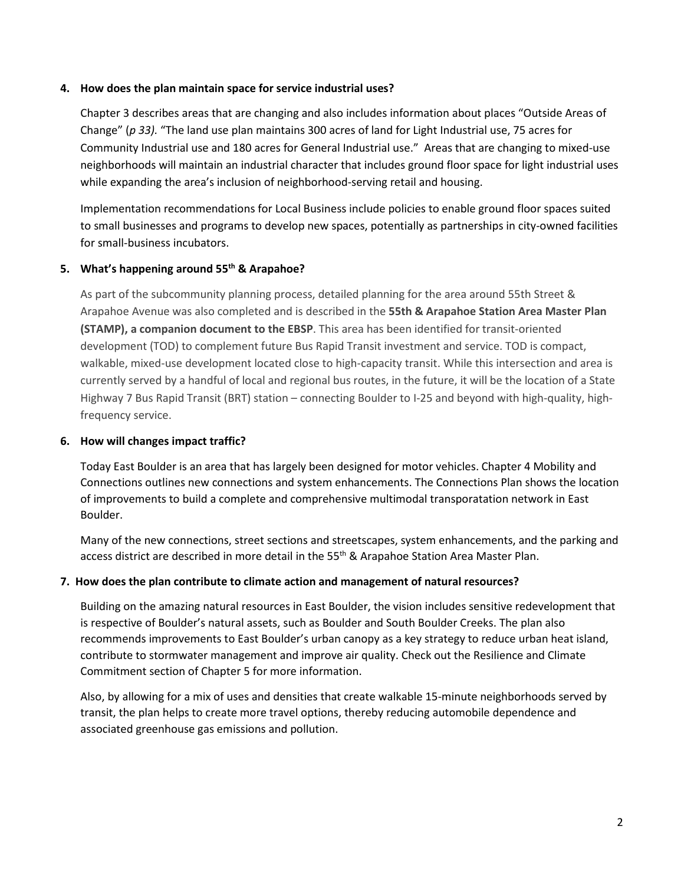**4. How does the plan maintain space for service industrial uses?**

Chapter 3 describes areas that are changing and also includes information about places "Outside Areas of Change" (*p 33).* "The land use plan maintains 300 acres of land for Light Industrial use, 75 acres for Community Industrial use and 180 acres for General Industrial use." Areas that are changing to mixed-use neighborhoods will maintain an industrial character that includes ground floor space for light industrial uses while expanding the area's inclusion of neighborhood-serving retail and housing.

Implementation recommendations for Local Business include policies to enable ground floor spaces suited to small businesses and programs to develop new spaces, potentially as partnerships in city-owned facilities for small-business incubators.

**5. What's happening around 55th & Arapahoe?**

As part of the subcommunity planning process, detailed planning for the area around 55th Street & Arapahoe Avenue was also completed and is described in the **55th & Arapahoe Station Area Master Plan (STAMP), a companion document to the EBSP**. This area has been identified for transit-oriented development (TOD) to complement future Bus Rapid Transit investment and service. TOD is compact, walkable, mixed-use development located close to high-capacity transit. While this intersection and area is currently served by a handful of local and regional bus routes, in the future, it will be the location of a State Highway 7 Bus Rapid Transit (BRT) station – connecting Boulder to I-25 and beyond with high-quality, high-frequency service.

**6. How will changes impact traffic?**

Today East Boulder is an area that has largely been designed for motor vehicles. Chapter 4 Mobility and Connections outlines new connections and system enhancements. The Connections Plan shows the location of improvements to build a complete and comprehensive multimodal transporatation network in East Boulder.

Many of the new connections, street sections and streetscapes, system enhancements, and the parking and access district are described in more detail in the 55th & Arapahoe Station Area Master Plan.

**7. How does the plan contribute to climate action and management of natural resources?**

Building on the amazing natural resources in East Boulder, the vision includes sensitive redevelopment that is respective of Boulder's natural assets, such as Boulder and South Boulder Creeks. The plan also recommends improvements to East Boulder's urban canopy as a key strategy to reduce urban heat island, contribute to stormwater management and improve air quality. Check out the Resilience and Climate Commitment section of Chapter 5 for more information.

Also, by allowing for a mix of uses and densities that create walkable 15-minute neighborhoods served by transit, the plan helps to create more travel options, thereby reducing automobile dependence and associated greenhouse gas emissions and pollution.